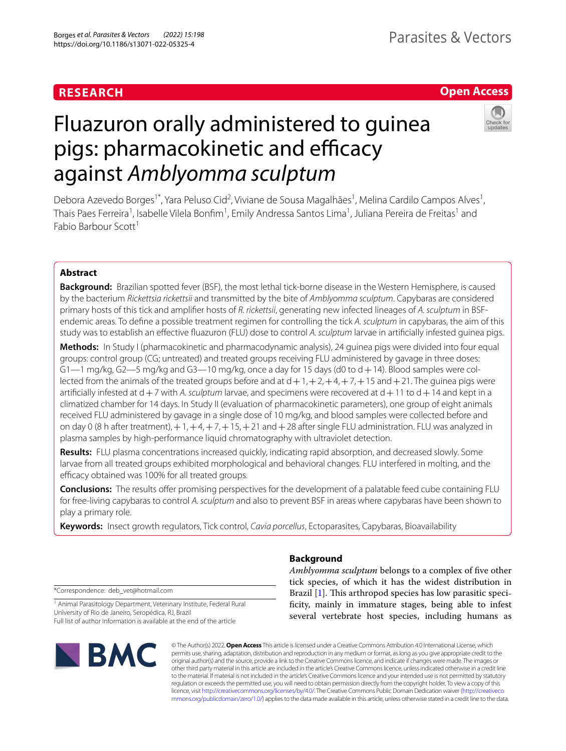RESEARCH

Open Access

# Fluazuron orally administered to guinea pigs: pharmacokinetic and efficacy against *Amblyomma sculptum*

Debora Azevedo Borges[1*], Yara Peluso Cid[2], Viviane de Sousa Magalhães[1], Melina Cardilo Campos Alves[1], Thais Paes Ferreira[1], Isabelle Vilela Bonfim[1], Emily Andressa Santos Lima[1], Juliana Pereira de Freitas[1] and Fabio Barbour Scott[1]

## Abstract

**Background:** Brazilian spotted fever (BSF), the most lethal tick-borne disease in the Western Hemisphere, is caused by the bacterium *Rickettsia rickettsii* and transmitted by the bite of *Amblyomma sculptum*. Capybaras are considered primary hosts of this tick and amplifier hosts of *R. rickettsii*, generating new infected lineages of *A. sculptum* in BSF-endemic areas. To define a possible treatment regimen for controlling the tick *A. sculptum* in capybaras, the aim of this study was to establish an effective fluazuron (FLU) dose to control *A. sculptum* larvae in artificially infested guinea pigs.

**Methods:** In Study I (pharmacokinetic and pharmacodynamic analysis), 24 guinea pigs were divided into four equal groups: control group (CG; untreated) and treated groups receiving FLU administered by gavage in three doses: G1—1 mg/kg, G2—5 mg/kg and G3—10 mg/kg, once a day for 15 days (d0 to d + 14). Blood samples were collected from the animals of the treated groups before and at d + 1, + 2, + 4, + 7, + 15 and + 21. The guinea pigs were artificially infested at d + 7 with *A. sculptum* larvae, and specimens were recovered at d + 11 to d + 14 and kept in a climatized chamber for 14 days. In Study II (evaluation of pharmacokinetic parameters), one group of eight animals received FLU administered by gavage in a single dose of 10 mg/kg, and blood samples were collected before and on day 0 (8 h after treatment), + 1, + 4, + 7, + 15, + 21 and + 28 after single FLU administration. FLU was analyzed in plasma samples by high-performance liquid chromatography with ultraviolet detection.

**Results:** FLU plasma concentrations increased quickly, indicating rapid absorption, and decreased slowly. Some larvae from all treated groups exhibited morphological and behavioral changes. FLU interfered in molting, and the efficacy obtained was 100% for all treated groups.

**Conclusions:** The results offer promising perspectives for the development of a palatable feed cube containing FLU for free-living capybaras to control *A. sculptum* and also to prevent BSF in areas where capybaras have been shown to play a primary role.

**Keywords:** Insect growth regulators, Tick control, *Cavia porcellus*, Ectoparasites, Capybaras, Bioavailability

*Correspondence: deb_vet@hotmail.com

[1] Animal Parasitology Department, Veterinary Institute, Federal Rural University of Rio de Janeiro, Seropédica, RJ, Brazil

Full list of author information is available at the end of the article

## Background

*Amblyomma sculptum* belongs to a complex of five other tick species, of which it has the widest distribution in Brazil [1]. This arthropod species has low parasitic specificity, mainly in immature stages, being able to infest several vertebrate host species, including humans as

© The Author(s) 2022. **Open Access** This article is licensed under a Creative Commons Attribution 4.0 International License, which permits use, sharing, adaptation, distribution and reproduction in any medium or format, as long as you give appropriate credit to the original author(s) and the source, provide a link to the Creative Commons licence, and indicate if changes were made. The images or other third party material in this article are included in the article's Creative Commons licence, unless indicated otherwise in a credit line to the material. If material is not included in the article's Creative Commons licence and your intended use is not permitted by statutory regulation or exceeds the permitted use, you will need to obtain permission directly from the copyright holder. To view a copy of this licence, visit http://creativecommons.org/licenses/by/4.0/. The Creative Commons Public Domain Dedication waiver (http://creativecommons.org/publicdomain/zero/1.0/) applies to the data made available in this article, unless otherwise stated in a credit line to the data.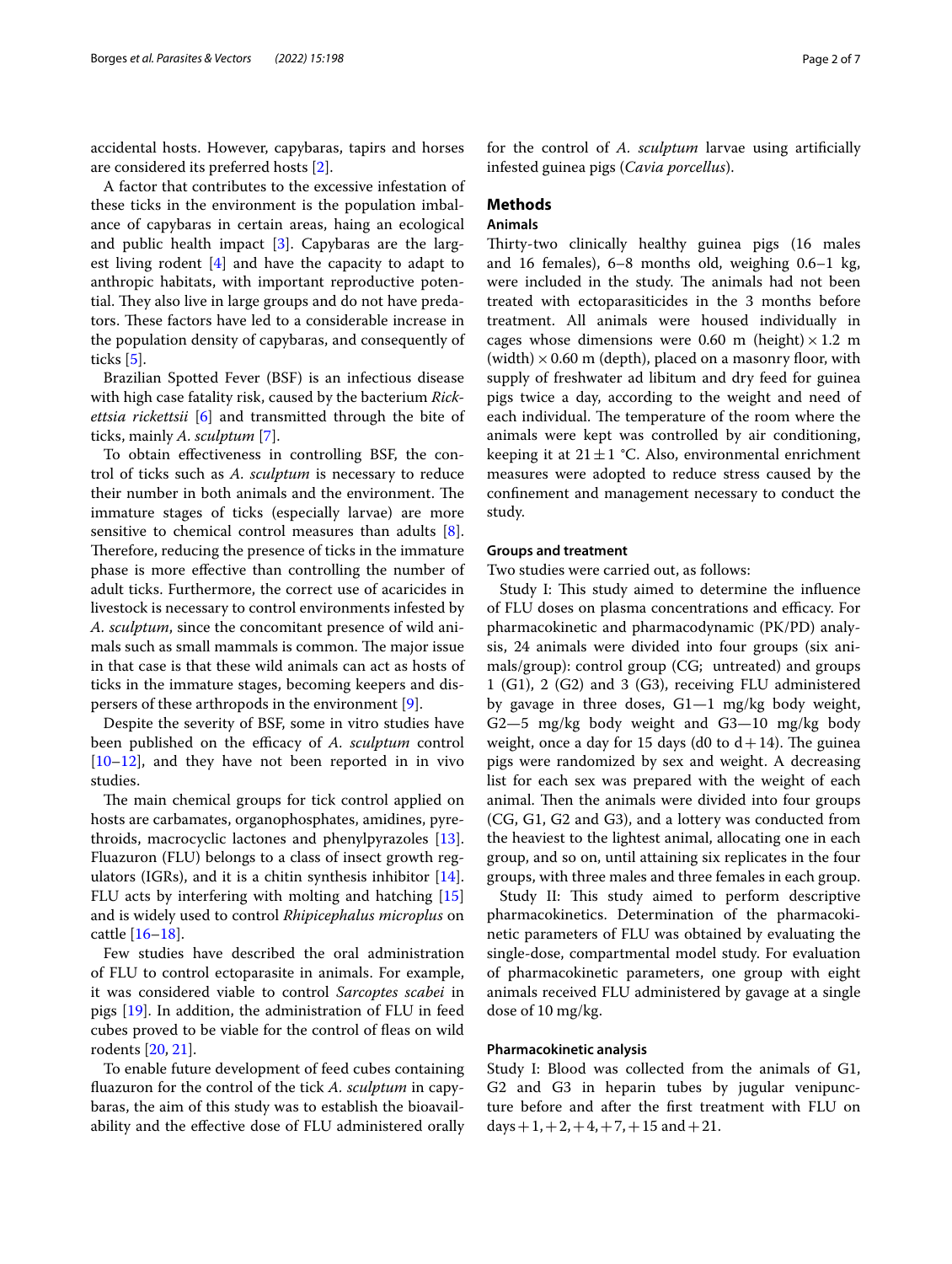accidental hosts. However, capybaras, tapirs and horses are considered its preferred hosts [2].

A factor that contributes to the excessive infestation of these ticks in the environment is the population imbalance of capybaras in certain areas, haing an ecological and public health impact [3]. Capybaras are the largest living rodent [4] and have the capacity to adapt to anthropic habitats, with important reproductive potential. They also live in large groups and do not have predators. These factors have led to a considerable increase in the population density of capybaras, and consequently of ticks [5].

Brazilian Spotted Fever (BSF) is an infectious disease with high case fatality risk, caused by the bacterium *Rickettsia rickettsii* [6] and transmitted through the bite of ticks, mainly *A. sculptum* [7].

To obtain effectiveness in controlling BSF, the control of ticks such as *A. sculptum* is necessary to reduce their number in both animals and the environment. The immature stages of ticks (especially larvae) are more sensitive to chemical control measures than adults [8]. Therefore, reducing the presence of ticks in the immature phase is more effective than controlling the number of adult ticks. Furthermore, the correct use of acaricides in livestock is necessary to control environments infested by *A. sculptum*, since the concomitant presence of wild animals such as small mammals is common. The major issue in that case is that these wild animals can act as hosts of ticks in the immature stages, becoming keepers and dispersers of these arthropods in the environment [9].

Despite the severity of BSF, some in vitro studies have been published on the efficacy of *A. sculptum* control [10–12], and they have not been reported in in vivo studies.

The main chemical groups for tick control applied on hosts are carbamates, organophosphates, amidines, pyrethroids, macrocyclic lactones and phenylpyrazoles [13]. Fluazuron (FLU) belongs to a class of insect growth regulators (IGRs), and it is a chitin synthesis inhibitor [14]. FLU acts by interfering with molting and hatching [15] and is widely used to control *Rhipicephalus microplus* on cattle [16–18].

Few studies have described the oral administration of FLU to control ectoparasite in animals. For example, it was considered viable to control *Sarcoptes scabei* in pigs [19]. In addition, the administration of FLU in feed cubes proved to be viable for the control of fleas on wild rodents [20, 21].

To enable future development of feed cubes containing fluazuron for the control of the tick *A. sculptum* in capybaras, the aim of this study was to establish the bioavailability and the effective dose of FLU administered orally for the control of *A. sculptum* larvae using artificially infested guinea pigs (*Cavia porcellus*).

## Methods

### Animals

Thirty-two clinically healthy guinea pigs (16 males and 16 females), 6–8 months old, weighing 0.6–1 kg, were included in the study. The animals had not been treated with ectoparasiticides in the 3 months before treatment. All animals were housed individually in cages whose dimensions were 0.60 m (height) × 1.2 m (width) × 0.60 m (depth), placed on a masonry floor, with supply of freshwater ad libitum and dry feed for guinea pigs twice a day, according to the weight and need of each individual. The temperature of the room where the animals were kept was controlled by air conditioning, keeping it at 21 ± 1 °C. Also, environmental enrichment measures were adopted to reduce stress caused by the confinement and management necessary to conduct the study.

### Groups and treatment

Two studies were carried out, as follows:

Study I: This study aimed to determine the influence of FLU doses on plasma concentrations and efficacy. For pharmacokinetic and pharmacodynamic (PK/PD) analysis, 24 animals were divided into four groups (six animals/group): control group (CG; untreated) and groups 1 (G1), 2 (G2) and 3 (G3), receiving FLU administered by gavage in three doses, G1—1 mg/kg body weight, G2—5 mg/kg body weight and G3—10 mg/kg body weight, once a day for 15 days (d0 to d + 14). The guinea pigs were randomized by sex and weight. A decreasing list for each sex was prepared with the weight of each animal. Then the animals were divided into four groups (CG, G1, G2 and G3), and a lottery was conducted from the heaviest to the lightest animal, allocating one in each group, and so on, until attaining six replicates in the four groups, with three males and three females in each group.

Study II: This study aimed to perform descriptive pharmacokinetics. Determination of the pharmacokinetic parameters of FLU was obtained by evaluating the single-dose, compartmental model study. For evaluation of pharmacokinetic parameters, one group with eight animals received FLU administered by gavage at a single dose of 10 mg/kg.

### Pharmacokinetic analysis

Study I: Blood was collected from the animals of G1, G2 and G3 in heparin tubes by jugular venipuncture before and after the first treatment with FLU on days + 1, + 2, + 4, + 7, + 15 and + 21.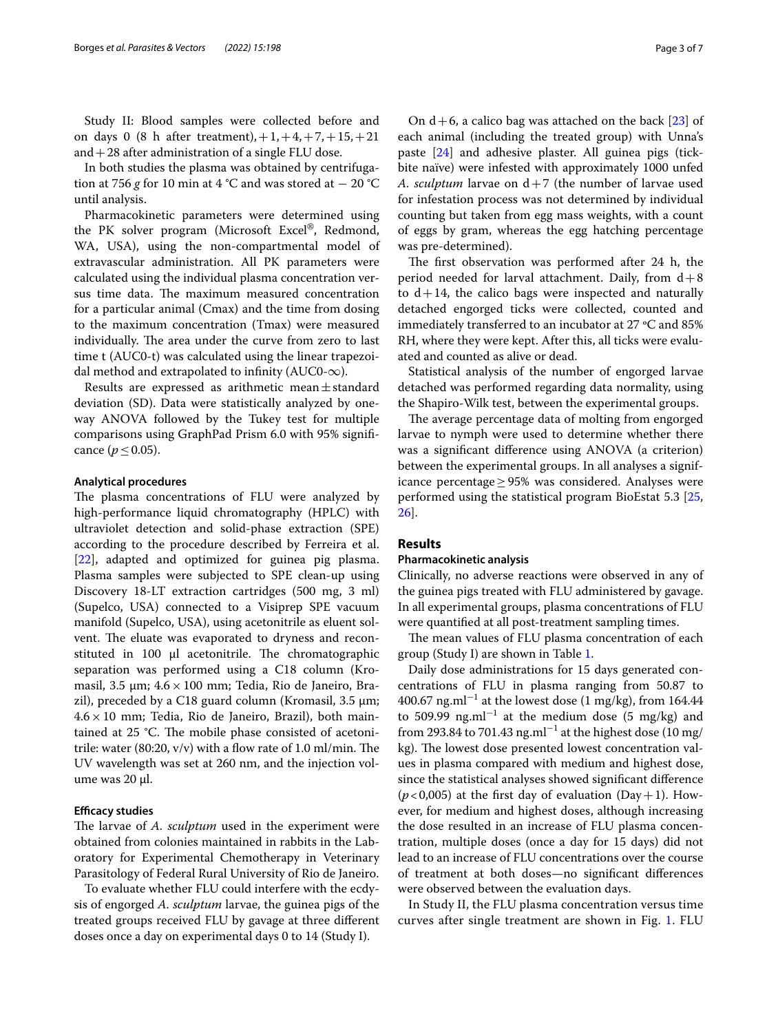Study II: Blood samples were collected before and on days 0 (8 h after treatment), +1, +4, +7, +15, +21 and +28 after administration of a single FLU dose.

In both studies the plasma was obtained by centrifugation at 756 *g* for 10 min at 4 °C and was stored at − 20 °C until analysis.

Pharmacokinetic parameters were determined using the PK solver program (Microsoft Excel®, Redmond, WA, USA), using the non-compartmental model of extravascular administration. All PK parameters were calculated using the individual plasma measured concentration versus time data. The maximum measured concentration for a particular animal (Cmax) and the time from dosing to the maximum concentration (Tmax) were measured individually. The area under the curve from zero to last time t (AUC0-t) was calculated using the linear trapezoidal method and extrapolated to infinity (AUC0-∞).

Results are expressed as arithmetic mean ± standard deviation (SD). Data were statistically analyzed by one-way ANOVA followed by the Tukey test for multiple comparisons using GraphPad Prism 6.0 with 95% significance ($p \leq 0.05$).

#### Analytical procedures

The plasma concentrations of FLU were analyzed by high-performance liquid chromatography (HPLC) with ultraviolet detection and solid-phase extraction (SPE) according to the procedure described by Ferreira et al. [22], adapted and optimized for guinea pig plasma. Plasma samples were subjected to SPE clean-up using Discovery 18-LT extraction cartridges (500 mg, 3 ml) (Supelco, USA) connected to a Visiprep SPE vacuum manifold (Supelco, USA), using acetonitrile as eluent solvent. The eluate was evaporated to dryness and reconstituted in 100 µl acetonitrile. The chromatographic separation was performed using a C18 column (Kromasil, 3.5 µm; 4.6 × 100 mm; Tedia, Rio de Janeiro, Brazil), preceded by a C18 guard column (Kromasil, 3.5 µm; 4.6 × 10 mm; Tedia, Rio de Janeiro, Brazil), both maintained at 25 °C. The mobile phase consisted of acetonitrile: water (80:20, v/v) with a flow rate of 1.0 ml/min. The UV wavelength was set at 260 nm, and the injection volume was 20 µl.

#### Efficacy studies

The larvae of *A. sculptum* used in the experiment were obtained from colonies maintained in rabbits in the Laboratory for Experimental Chemotherapy in Veterinary Parasitology of Federal Rural University of Rio de Janeiro.

To evaluate whether FLU could interfere with the ecdysis of engorged *A. sculptum* larvae, the guinea pigs of the treated groups received FLU by gavage at three different doses once a day on experimental days 0 to 14 (Study I).

On d + 6, a calico bag was attached on the back [23] of each animal (including the treated group) with Unna's paste [24] and adhesive plaster. All guinea pigs (tick-bite naïve) were infested with approximately 1000 unfed *A. sculptum* larvae on d + 7 (the number of larvae used for infestation process was not determined by individual counting but taken from egg mass weights, with a count of eggs by gram, whereas the egg hatching percentage was pre-determined).

The first observation was performed after 24 h, the period needed for larval attachment. Daily, from d + 8 to d + 14, the calico bags were inspected and naturally detached engorged ticks were collected, counted and immediately transferred to an incubator at 27 ºC and 85% RH, where they were kept. After this, all ticks were evaluated and counted as alive or dead.

Statistical analysis of the number of engorged larvae detached was performed regarding data normality, using the Shapiro-Wilk test, between the experimental groups.

The average percentage data of molting from engorged larvae to nymph were used to determine whether there was a significant difference using ANOVA (a criterion) between the experimental groups. In all analyses a significance percentage ≥ 95% was considered. Analyses were performed using the statistical program BioEstat 5.3 [25, 26].

## Results

#### Pharmacokinetic analysis

Clinically, no adverse reactions were observed in any of the guinea pigs treated with FLU administered by gavage. In all experimental groups, plasma concentrations of FLU were quantified at all post-treatment sampling times.

The mean values of FLU plasma concentration of each group (Study I) are shown in Table 1.

Daily dose administrations for 15 days generated concentrations of FLU in plasma ranging from 50.87 to 400.67 ng.ml$^{-1}$ at the lowest dose (1 mg/kg), from 164.44 to 509.99 ng.ml$^{-1}$ at the medium dose (5 mg/kg) and from 293.84 to 701.43 ng.ml$^{-1}$ at the highest dose (10 mg/kg). The lowest dose presented lowest concentration values in plasma compared with medium and highest dose, since the statistical analyses showed significant difference ($p < 0{,}005$) at the first day of evaluation (Day + 1). However, for medium and highest doses, although increasing the dose resulted in an increase of FLU plasma concentration, multiple doses (once a day for 15 days) did not lead to an increase of FLU concentrations over the course of treatment at both doses—no significant differences were observed between the evaluation days.

In Study II, the FLU plasma concentration versus time curves after single treatment are shown in Fig. 1. FLU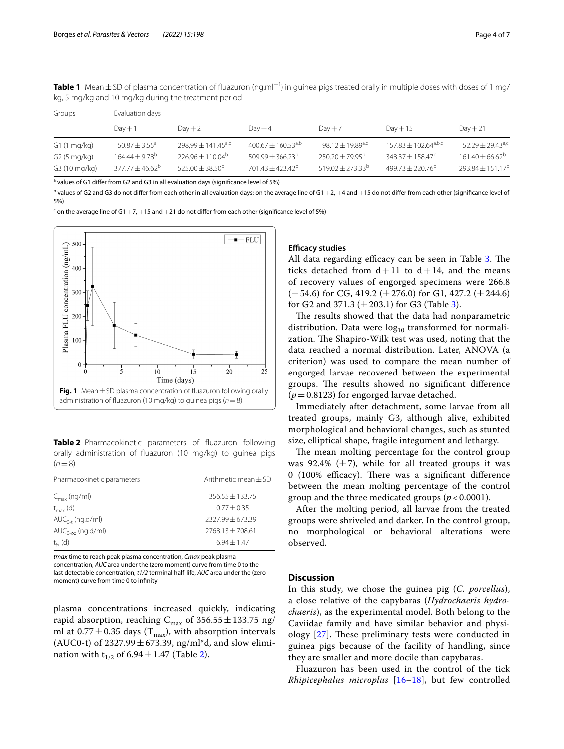**Table 1** Mean ± SD of plasma concentration of fluazuron (ng.ml$^{-1}$) in guinea pigs treated orally in multiple doses with doses of 1 mg/kg, 5 mg/kg and 10 mg/kg during the treatment period

| Groups | Evaluation days | | | | | |
|---|---|---|---|---|---|---|
| | Day + 1 | Day + 2 | Day + 4 | Day + 7 | Day + 15 | Day + 21 |
| G1 (1 mg/kg) | 50.87 ± 3.55[a] | 298,99 ± 141.45[a,b] | 400.67 ± 160.53[a,b] | 98.12 ± 19.89[a,c] | 157.83 ± 102.64[a,b,c] | 52.29 ± 29.43[a,c] |
| G2 (5 mg/kg) | 164.44 ± 9.78[b] | 226.96 ± 110.04[b] | 509.99 ± 366.23[b] | 250.20 ± 79.95[b] | 348.37 ± 158.47[b] | 161.40 ± 66.62[b] |
| G3 (10 mg/kg) | 377.77 ± 46.62[b] | 525.00 ± 38.50[b] | 701.43 ± 423.42[b] | 519.02 ± 273.33[b] | 499.73 ± 220.76[b] | 293.84 ± 151.17[b] |

[a] values of G1 differ from G2 and G3 in all evaluation days (significance level of 5%)

[b] values of G2 and G3 do not differ from each other in all evaluation days; on the average line of G1 +2, +4 and +15 do not differ from each other (significance level of 5%)

[c] on the average line of G1 +7, +15 and +21 do not differ from each other (significance level of 5%)

**Fig. 1** Mean ± SD plasma concentration of fluazuron following orally administration of fluazuron (10 mg/kg) to guinea pigs ($n = 8$)

**Table 2** Pharmacokinetic parameters of fluazuron following orally administration of fluazuron (10 mg/kg) to guinea pigs ($n = 8$)

| Pharmacokinetic parameters | Arithmetic mean ± SD |
|---|---|
| $C_{max}$ (ng/ml) | 356.55 ± 133.75 |
| $t_{max}$ (d) | 0.77 ± 0.35 |
| $AUC_{0-t}$ (ng.d/ml) | 2327.99 ± 673.39 |
| $AUC_{0-\infty}$ (ng.d/ml) | 2768.13 ± 708.61 |
| $t_{½}$ (d) | 6.94 ± 1.47 |

*tmax* time to reach peak plasma concentration, *Cmax* peak plasma concentration, *AUC* area under the (zero moment) curve from time 0 to the last detectable concentration, *t1/2* terminal half-life, *AUC* area under the (zero moment) curve from time 0 to infinity

plasma concentrations increased quickly, indicating rapid absorption, reaching $C_{max}$ of 356.55 ± 133.75 ng/ml at 0.77 ± 0.35 days ($T_{max}$), with absorption intervals (AUC0-t) of 2327.99 ± 673.39, ng/ml*d, and slow elimination with $t_{1/2}$ of 6.94 ± 1.47 (Table 2).

### Efficacy studies

All data regarding efficacy can be seen in Table 3. The ticks detached from d + 11 to d + 14, and the means of recovery values of engorged specimens were 266.8 (± 54.6) for CG, 419.2 (± 276.0) for G1, 427.2 (± 244.6) for G2 and 371.3 (± 203.1) for G3 (Table 3).

The results showed that the data had nonparametric distribution. Data were $\log_{10}$ transformed for normalization. The Shapiro-Wilk test was used, noting that the data reached a normal distribution. Later, ANOVA (a criterion) was used to compare the mean number of engorged larvae recovered between the experimental groups. The results showed no significant difference ($p = 0.8123$) for engorged larvae detached.

Immediately after detachment, some larvae from all treated groups, mainly G3, although alive, exhibited morphological and behavioral changes, such as stunted size, elliptical shape, fragile integument and lethargy.

The mean molting percentage for the control group was 92.4% (± 7), while for all treated groups it was 0 (100% efficacy). There was a significant difference between the mean molting percentage of the control group and the three medicated groups ($p < 0.0001$).

After the molting period, all larvae from the treated groups were shriveled and darker. In the control group, no morphological or behavioral alterations were observed.

## Discussion

In this study, we chose the guinea pig (*C. porcellus*), a close relative of the capybaras (*Hydrochaeris hydrochaeris*), as the experimental model. Both belong to the Caviidae family and have similar behavior and physiology [27]. These preliminary tests were conducted in guinea pigs because of the facility of handling, since they are smaller and more docile than capybaras.

Fluazuron has been used in the control of the tick *Rhipicephalus microplus* [16–18], but few controlled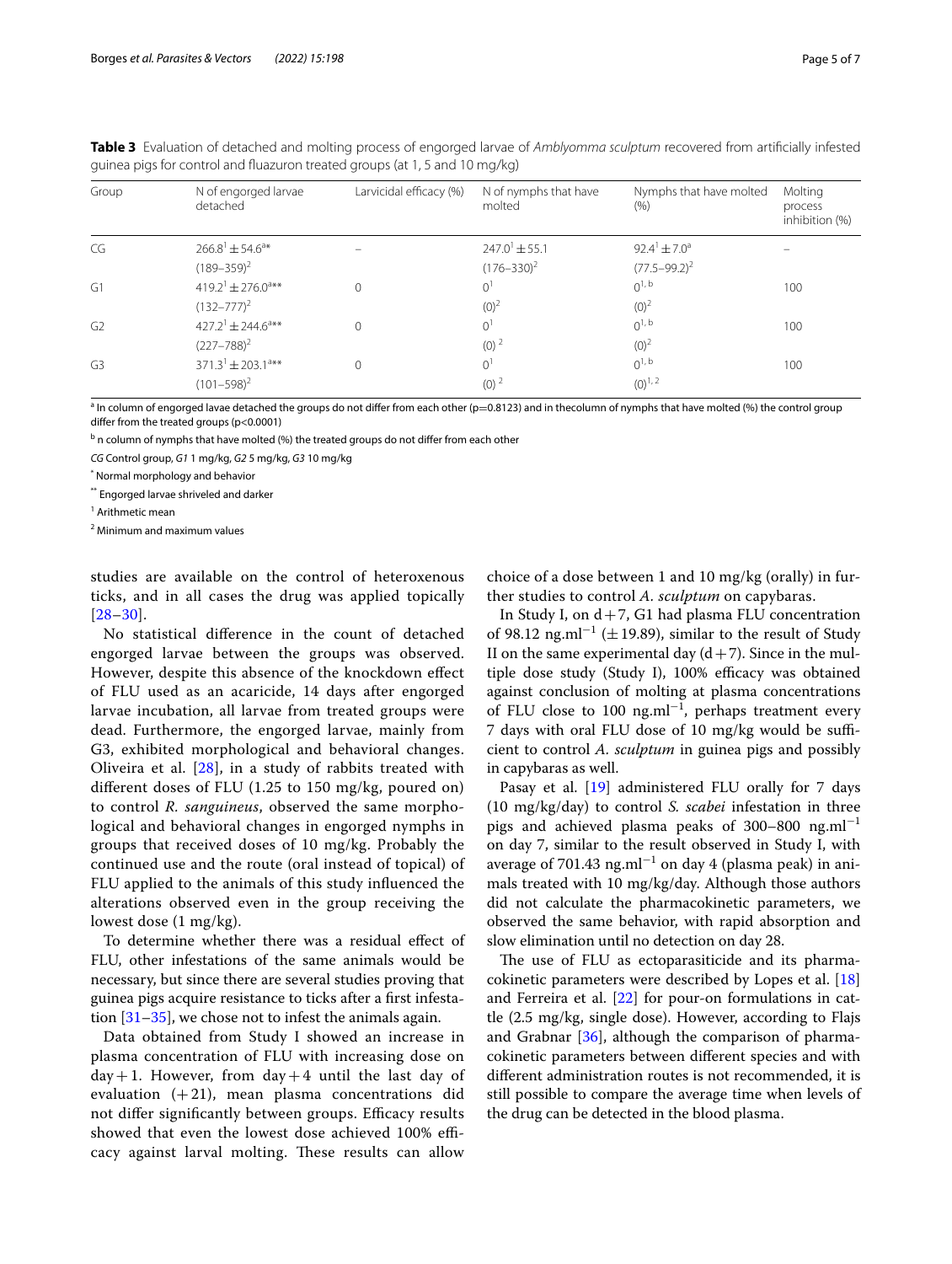**Table 3** Evaluation of detached and molting process of engorged larvae of *Amblyomma sculptum* recovered from artificially infested guinea pigs for control and fluazuron treated groups (at 1, 5 and 10 mg/kg)

| Group | N of engorged larvae detached | Larvicidal efficacy (%) | N of nymphs that have molted | Nymphs that have molted (%) | Molting process inhibition (%) |
|---|---|---|---|---|---|
| CG | 266.8[1] ± 54.6[a*] (189–359)[2] | – | 247.0[1] ± 55.1 (176–330)[2] | 92.4[1] ± 7.0[a] (77.5–99.2)[2] | – |
| G1 | 419.2[1] ± 276.0[a**] (132–777)[2] | 0 | 0[1] (0)[2] | 0[1, b] (0)[2] | 100 |
| G2 | 427.2[1] ± 244.6[a**] (227–788)[2] | 0 | 0[1] (0)[2] | 0[1, b] (0)[2] | 100 |
| G3 | 371.3[1] ± 203.1[a**] (101–598)[2] | 0 | 0[1] (0)[2] | 0[1, b] (0)[1, 2] | 100 |

[a] In column of engorged lavae detached the groups do not differ from each other ($p=0.8123$) and in thecolumn of nymphs that have molted (%) the control group differ from the treated groups ($p<0.0001$)

[b] n column of nymphs that have molted (%) the treated groups do not differ from each other

*CG* Control group, *G1* 1 mg/kg, *G2* 5 mg/kg, *G3* 10 mg/kg

[*] Normal morphology and behavior

[**] Engorged larvae shriveled and darker

[1] Arithmetic mean

[2] Minimum and maximum values

studies are available on the control of heteroxenous ticks, and in all cases the drug was applied topically [28–30].

No statistical difference in the count of detached engorged larvae between the groups was observed. However, despite this absence of the knockdown effect of FLU used as an acaricide, 14 days after engorged larvae incubation, all larvae from treated groups were dead. Furthermore, the engorged larvae, mainly from G3, exhibited morphological and behavioral changes. Oliveira et al. [28], in a study of rabbits treated with different doses of FLU (1.25 to 150 mg/kg, poured on) to control *R. sanguineus*, observed the same morphological and behavioral changes in engorged nymphs in groups that received doses of 10 mg/kg. Probably the continued use and the route (oral instead of topical) of FLU applied to the animals of this study influenced the alterations observed even in the group receiving the lowest dose (1 mg/kg).

To determine whether there was a residual effect of FLU, other infestations of the same animals would be necessary, but since there are several studies proving that guinea pigs acquire resistance to ticks after a first infestation [31–35], we chose not to infest the animals again.

Data obtained from Study I showed an increase in plasma concentration of FLU with increasing dose on day + 1. However, from day + 4 until the last day of evaluation (+ 21), mean plasma concentrations did not differ significantly between groups. Efficacy results showed that even the lowest dose achieved 100% efficacy against larval molting. These results can allow choice of a dose between 1 and 10 mg/kg (orally) in further studies to control *A. sculptum* on capybaras.

In Study I, on d + 7, G1 had plasma FLU concentration of 98.12 ng.ml$^{-1}$ (± 19.89), similar to the result of Study II on the same experimental day (d + 7). Since in the multiple dose study (Study I), 100% efficacy was obtained against conclusion of molting at plasma concentrations of FLU close to 100 ng.ml$^{-1}$, perhaps treatment every 7 days with oral FLU dose of 10 mg/kg would be sufficient to control *A. sculptum* in guinea pigs and possibly in capybaras as well.

Pasay et al. [19] administered FLU orally for 7 days (10 mg/kg/day) to control *S. scabei* infestation in three pigs and achieved plasma peaks of 300–800 ng.ml$^{-1}$ on day 7, similar to the result observed in Study I, with average of 701.43 ng.ml$^{-1}$ on day 4 (plasma peak) in animals treated with 10 mg/kg/day. Although those authors did not calculate the pharmacokinetic parameters, we observed the same behavior, with rapid absorption and slow elimination until no detection on day 28.

The use of FLU as ectoparasiticide and its pharmacokinetic parameters were described by Lopes et al. [18] and Ferreira et al. [22] for pour-on formulations in cattle (2.5 mg/kg, single dose). However, according to Flajs and Grabnar [36], although the comparison of pharmacokinetic parameters between different species and with different administration routes is not recommended, it is still possible to compare the average time when levels of the drug can be detected in the blood plasma.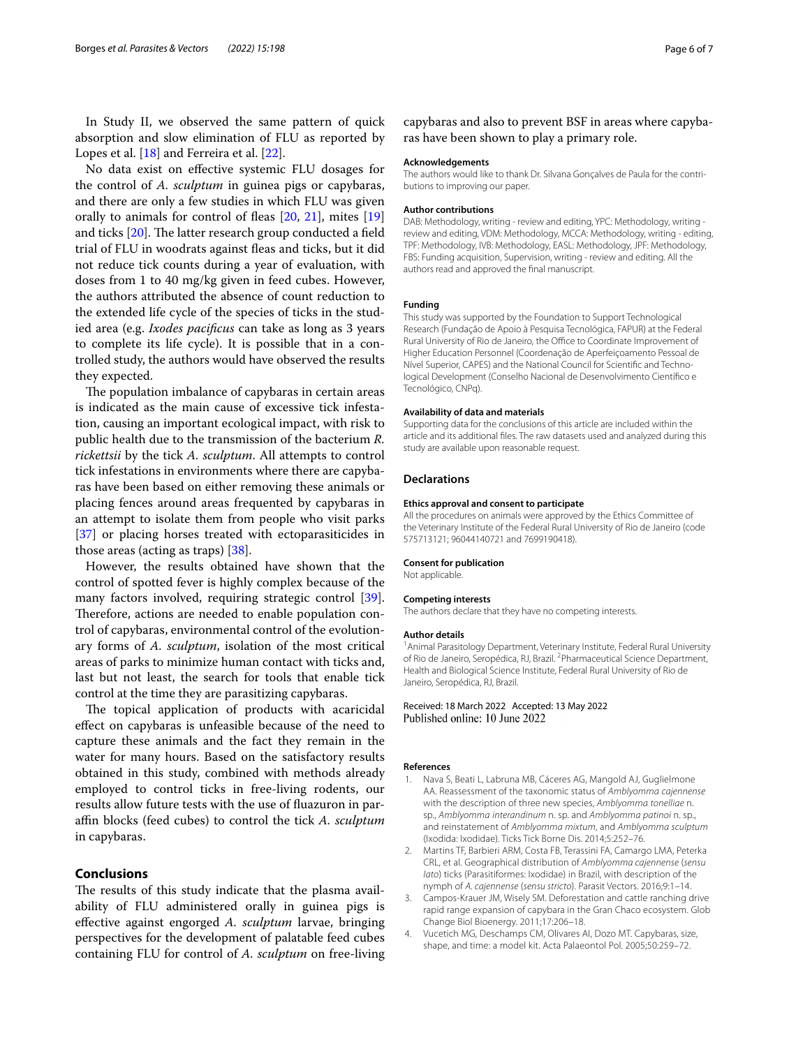In Study II, we observed the same pattern of quick absorption and slow elimination of FLU as reported by Lopes et al. [18] and Ferreira et al. [22].

No data exist on effective systemic FLU dosages for the control of *A. sculptum* in guinea pigs or capybaras, and there are only a few studies in which FLU was given orally to animals for control of fleas [20, 21], mites [19] and ticks [20]. The latter research group conducted a field trial of FLU in woodrats against fleas and ticks, but it did not reduce tick counts during a year of evaluation, with doses from 1 to 40 mg/kg given in feed cubes. However, the authors attributed the absence of count reduction to the extended life cycle of the species of ticks in the studied area (e.g. *Ixodes pacificus* can take as long as 3 years to complete its life cycle). It is possible that in a controlled study, the authors would have observed the results they expected.

The population imbalance of capybaras in certain areas is indicated as the main cause of excessive tick infestation, causing an important ecological impact, with risk to public health due to the transmission of the bacterium *R. rickettsii* by the tick *A. sculptum*. All attempts to control tick infestations in environments where there are capybaras have been based on either removing these animals or placing fences around areas frequented by capybaras in an attempt to isolate them from people who visit parks [37] or placing horses treated with ectoparasiticides in those areas (acting as traps) [38].

However, the results obtained have shown that the control of spotted fever is highly complex because of the many factors involved, requiring strategic control [39]. Therefore, actions are needed to enable population control of capybaras, environmental control of the evolutionary forms of *A. sculptum*, isolation of the most critical areas of parks to minimize human contact with ticks and, last but not least, the search for tools that enable tick control at the time they are parasitizing capybaras.

The topical application of products with acaricidal effect on capybaras is unfeasible because of the need to capture these animals and the fact they remain in the water for many hours. Based on the satisfactory results obtained in this study, combined with methods already employed to control ticks in free-living rodents, our results allow future tests with the use of fluazuron in paraffin blocks (feed cubes) to control the tick *A. sculptum* in capybaras.

## Conclusions

The results of this study indicate that the plasma availability of FLU administered orally in guinea pigs is effective against engorged *A. sculptum* larvae, bringing perspectives for the development of palatable feed cubes containing FLU for control of *A. sculptum* on free-living capybaras and also to prevent BSF in areas where capybaras have been shown to play a primary role.

#### Acknowledgements

The authors would like to thank Dr. Silvana Gonçalves de Paula for the contributions to improving our paper.

#### Author contributions

DAB: Methodology, writing - review and editing, YPC: Methodology, writing - review and editing, VDM: Methodology, MCCA: Methodology, writing - editing, TPF: Methodology, IVB: Methodology, EASL: Methodology, JPF: Methodology, FBS: Funding acquisition, Supervision, writing - review and editing. All the authors read and approved the final manuscript.

#### Funding

This study was supported by the Foundation to Support Technological Research (Fundação de Apoio à Pesquisa Tecnológica, FAPUR) at the Federal Rural University of Rio de Janeiro, the Office to Coordinate Improvement of Higher Education Personnel (Coordenação de Aperfeiçoamento Pessoal de Nível Superior, CAPES) and the National Council for Scientific and Technological Development (Conselho Nacional de Desenvolvimento Científico e Tecnológico, CNPq).

#### Availability of data and materials

Supporting data for the conclusions of this article are included within the article and its additional files. The raw datasets used and analyzed during this study are available upon reasonable request.

### Declarations

#### Ethics approval and consent to participate

All the procedures on animals were approved by the Ethics Committee of the Veterinary Institute of the Federal Rural University of Rio de Janeiro (code 575713121; 96044140721 and 7699190418).

#### Consent for publication

Not applicable.

#### Competing interests

The authors declare that they have no competing interests.

#### Author details

[1] Animal Parasitology Department, Veterinary Institute, Federal Rural University of Rio de Janeiro, Seropédica, RJ, Brazil. [2] Pharmaceutical Science Department, Health and Biological Science Institute, Federal Rural University of Rio de Janeiro, Seropédica, RJ, Brazil.

Received: 18 March 2022 Accepted: 13 May 2022
Published online: 10 June 2022

#### References

1. Nava S, Beati L, Labruna MB, Cáceres AG, Mangold AJ, Guglielmone AA. Reassessment of the taxonomic status of *Amblyomma cajennense* with the description of three new species, *Amblyomma tonelliae* n. sp., *Amblyomma interandinum* n. sp. and *Amblyomma patinoi* n. sp., and reinstatement of *Amblyomma mixtum*, and *Amblyomma sculptum* (Ixodida: Ixodidae). Ticks Tick Borne Dis. 2014;5:252–76.
2. Martins TF, Barbieri ARM, Costa FB, Terassini FA, Camargo LMA, Peterka CRL, et al. Geographical distribution of *Amblyomma cajennense* (*sensu lato*) ticks (Parasitiformes: Ixodidae) in Brazil, with description of the nymph of *A. cajennense* (*sensu stricto*). Parasit Vectors. 2016;9:1–14.
3. Campos-Krauer JM, Wisely SM. Deforestation and cattle ranching drive rapid range expansion of capybara in the Gran Chaco ecosystem. Glob Change Biol Bioenergy. 2011;17:206–18.
4. Vucetich MG, Deschamps CM, Olivares AI, Dozo MT. Capybaras, size, shape, and time: a model kit. Acta Palaeontol Pol. 2005;50:259–72.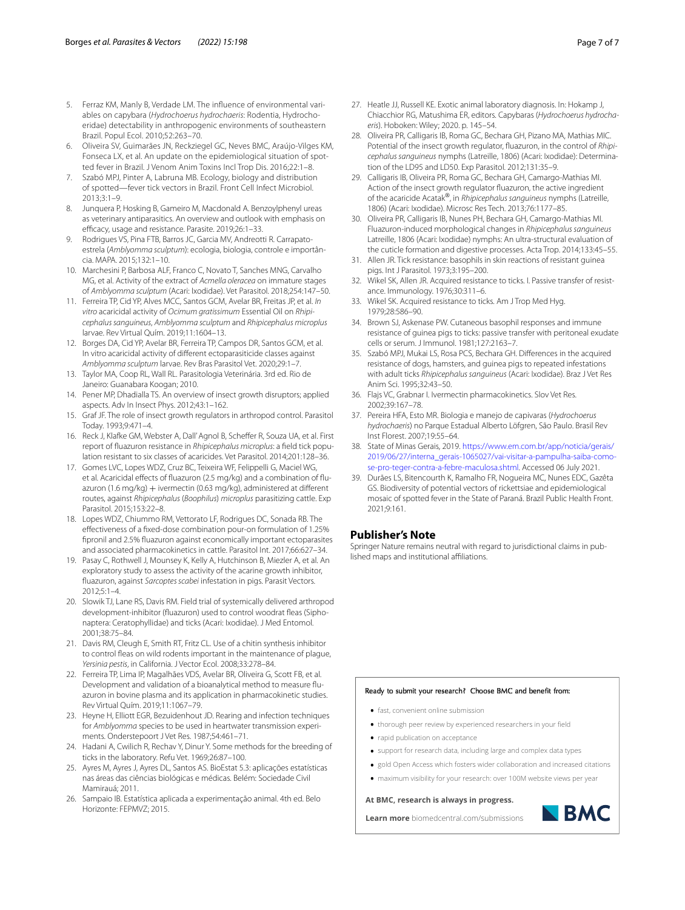5. Ferraz KM, Manly B, Verdade LM. The influence of environmental variables on capybara (*Hydrochoerus hydrochaeris*: Rodentia, Hydrochoeridae) detectability in anthropogenic environments of southeastern Brazil. Popul Ecol. 2010;52:263–70.
6. Oliveira SV, Guimarães JN, Reckziegel GC, Neves BMC, Araújo-Vilges KM, Fonseca LX, et al. An update on the epidemiological situation of spotted fever in Brazil. J Venom Anim Toxins Incl Trop Dis. 2016;22:1–8.
7. Szabó MPJ, Pinter A, Labruna MB. Ecology, biology and distribution of spotted—fever tick vectors in Brazil. Front Cell Infect Microbiol. 2013;3:1–9.
8. Junquera P, Hosking B, Gameiro M, Macdonald A. Benzoylphenyl ureas as veterinary antiparasitics. An overview and outlook with emphasis on efficacy, usage and resistance. Parasite. 2019;26:1–33.
9. Rodrigues VS, Pina FTB, Barros JC, Garcia MV, Andreotti R. Carrapato-estrela (*Amblyomma sculptum*): ecologia, biologia, controle e importância. MAPA. 2015;132:1–10.
10. Marchesini P, Barbosa ALF, Franco C, Novato T, Sanches MNG, Carvalho MG, et al. Activity of the extract of *Acmella oleracea* on immature stages of *Amblyomma sculptum* (Acari: Ixodidae). Vet Parasitol. 2018;254:147–50.
11. Ferreira TP, Cid YP, Alves MCC, Santos GCM, Avelar BR, Freitas JP, et al. *In vitro* acaricidal activity of *Ocimum gratissimum* Essential Oil on *Rhipicephalus sanguineus*, *Amblyomma sculptum* and *Rhipicephalus microplus* larvae. Rev Virtual Quím. 2019;11:1604–13.
12. Borges DA, Cid YP, Avelar BR, Ferreira TP, Campos DR, Santos GCM, et al. In vitro acaricidal activity of different ectoparasiticide classes against *Amblyomma sculptum* larvae. Rev Bras Parasitol Vet. 2020;29:1–7.
13. Taylor MA, Coop RL, Wall RL. Parasitologia Veterinária. 3rd ed. Rio de Janeiro: Guanabara Koogan; 2010.
14. Pener MP, Dhadialla TS. An overview of insect growth disruptors; applied aspects. Adv In Insect Phys. 2012;43:1–162.
15. Graf JF. The role of insect growth regulators in arthropod control. Parasitol Today. 1993;9:471–4.
16. Reck J, Klafke GM, Webster A, Dall' Agnol B, Scheffer R, Souza UA, et al. First report of fluazuron resistance in *Rhipicephalus microplus*: a field tick population resistant to six classes of acaricides. Vet Parasitol. 2014;201:128–36.
17. Gomes LVC, Lopes WDZ, Cruz BC, Teixeira WF, Felippelli G, Maciel WG, et al. Acaricidal effects of fluazuron (2.5 mg/kg) and a combination of fluazuron (1.6 mg/kg) + ivermectin (0.63 mg/kg), administered at different routes, against *Rhipicephalus* (*Boophilus*) *microplus* parasitizing cattle. Exp Parasitol. 2015;153:22–8.
18. Lopes WDZ, Chiummo RM, Vettorato LF, Rodrigues DC, Sonada RB. The effectiveness of a fixed-dose combination pour-on formulation of 1.25% fipronil and 2.5% fluazuron against economically important ectoparasites and associated pharmacokinetics in cattle. Parasitol Int. 2017;66:627–34.
19. Pasay C, Rothwell J, Mounsey K, Kelly A, Hutchinson B, Miezler A, et al. An exploratory study to assess the activity of the acarine growth inhibitor, fluazuron, against *Sarcoptes scabei* infestation in pigs. Parasit Vectors. 2012;5:1–4.
20. Slowik TJ, Lane RS, Davis RM. Field trial of systemically delivered arthropod development-inhibitor (fluazuron) used to control woodrat fleas (Siphonaptera: Ceratophyllidae) and ticks (Acari: Ixodidae). J Med Entomol. 2001;38:75–84.
21. Davis RM, Cleugh E, Smith RT, Fritz CL. Use of a chitin synthesis inhibitor to control fleas on wild rodents important in the maintenance of plague, *Yersinia pestis*, in California. J Vector Ecol. 2008;33:278–84.
22. Ferreira TP, Lima IP, Magalhães VDS, Avelar BR, Oliveira G, Scott FB, et al. Development and validation of a bioanalytical method to measure fluazuron in bovine plasma and its application in pharmacokinetic studies. Rev Virtual Quím. 2019;11:1067–79.
23. Heyne H, Elliott EGR, Bezuidenhout JD. Rearing and infection techniques for *Amblyomma* species to be used in heartwater transmission experiments. Onderstepoort J Vet Res. 1987;54:461–71.
24. Hadani A, Cwilich R, Rechav Y, Dinur Y. Some methods for the breeding of ticks in the laboratory. Refu Vet. 1969;26:87–100.
25. Ayres M, Ayres J, Ayres DL, Santos AS. BioEstat 5.3: aplicações estatísticas nas áreas das ciências biológicas e médicas. Belém: Sociedade Civil Mamirauá; 2011.
26. Sampaio IB. Estatística aplicada a experimentação animal. 4th ed. Belo Horizonte: FEPMVZ; 2015.
27. Heatle JJ, Russell KE. Exotic animal laboratory diagnosis. In: Hokamp J, Chiacchior RG, Matushima ER, editors. Capybaras (*Hydrochoerus hydrochaeris*). Hoboken: Wiley; 2020. p. 145–54.
28. Oliveira PR, Calligaris IB, Roma GC, Bechara GH, Pizano MA, Mathias MIC. Potential of the insect growth regulator, fluazuron, in the control of *Rhipicephalus sanguineus* nymphs (Latreille, 1806) (Acari: Ixodidae): Determination of the LD95 and LD50. Exp Parasitol. 2012;131:35–9.
29. Calligaris IB, Oliveira PR, Roma GC, Bechara GH, Camargo-Mathias MI. Action of the insect growth regulator fluazuron, the active ingredient of the acaricide Acatak®, in *Rhipicephalus sanguineus* nymphs (Latreille, 1806) (Acari: Ixodidae). Microsc Res Tech. 2013;76:1177–85.
30. Oliveira PR, Calligaris IB, Nunes PH, Bechara GH, Camargo-Mathias MI. Fluazuron-induced morphological changes in *Rhipicephalus sanguineus* Latreille, 1806 (Acari: Ixodidae) nymphs: An ultra-structural evaluation of the cuticle formation and digestive processes. Acta Trop. 2014;133:45–55.
31. Allen JR. Tick resistance: basophils in skin reactions of resistant guinea pigs. Int J Parasitol. 1973;3:195–200.
32. Wikel SK, Allen JR. Acquired resistance to ticks. I. Passive transfer of resistance. Immunology. 1976;30:311–6.
33. Wikel SK. Acquired resistance to ticks. Am J Trop Med Hyg. 1979;28:586–90.
34. Brown SJ, Askenase PW. Cutaneous basophil responses and immune resistance of guinea pigs to ticks: passive transfer with peritoneal exudate cells or serum. J Immunol. 1981;127:2163–7.
35. Szabó MPJ, Mukai LS, Rosa PCS, Bechara GH. Differences in the acquired resistance of dogs, hamsters, and guinea pigs to repeated infestations with adult ticks *Rhipicephalus sanguineus* (Acari: Ixodidae). Braz J Vet Res Anim Sci. 1995;32:43–50.
36. Flajs VC, Grabnar I. Ivermectin pharmacokinetics. Slov Vet Res. 2002;39:167–78.
37. Pereira HFA, Esto MR. Biologia e manejo de capivaras (*Hydrochoerus hydrochaeris*) no Parque Estadual Alberto Löfgren, São Paulo. Brasil Rev Inst Florest. 2007;19:55–64.
38. State of Minas Gerais, 2019. https://www.em.com.br/app/noticia/gerais/2019/06/27/interna_gerais-1065027/vai-visitar-a-pampulha-saiba-como-se-pro-teger-contra-a-febre-maculosa.shtml. Accessed 06 July 2021.
39. Durães LS, Bitencourth K, Ramalho FR, Nogueira MC, Nunes EDC, Gazêta GS. Biodiversity of potential vectors of rickettsiae and epidemiological mosaic of spotted fever in the State of Paraná. Brazil Public Health Front. 2021;9:161.

## Publisher's Note

Springer Nature remains neutral with regard to jurisdictional claims in published maps and institutional affiliations.

Ready to submit your research? Choose BMC and benefit from:

- fast, convenient online submission
- thorough peer review by experienced researchers in your field
- rapid publication on acceptance
- support for research data, including large and complex data types
- gold Open Access which fosters wider collaboration and increased citations
- maximum visibility for your research: over 100M website views per year

**At BMC, research is always in progress.**

**Learn more** biomedcentral.com/submissions